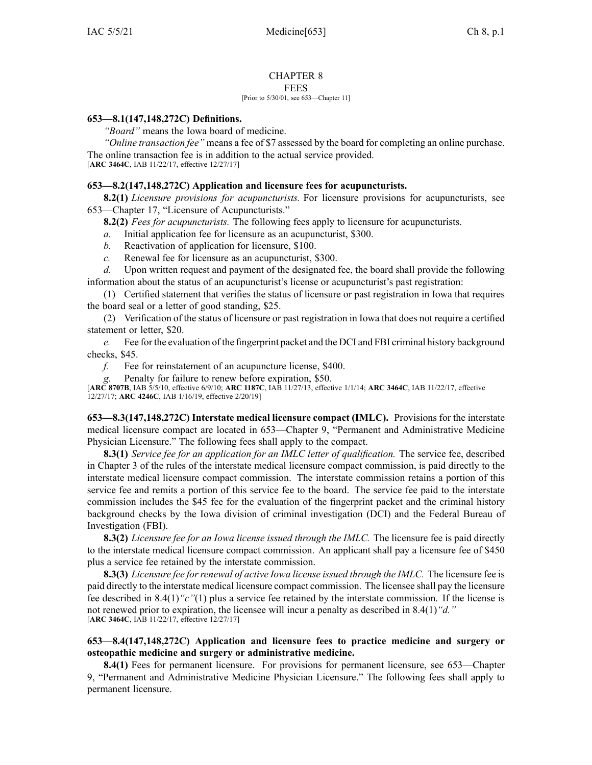# CHAPTER 8
## FEES

[Prior to 5/30/01, see 653—Chapter 11]

### 653—8.1(147,148,272C) Definitions.

*"Board"* means the Iowa board of medicine.

*"Online transaction fee"* means a fee of $7 assessed by the board for completing an online purchase. The online transaction fee is in addition to the actual service provided.

[**ARC 3464C**, IAB 11/22/17, effective 12/27/17]

### 653—8.2(147,148,272C) Application and licensure fees for acupuncturists.

**8.2(1)** *Licensure provisions for acupuncturists.* For licensure provisions for acupuncturists, see 653—Chapter 17, "Licensure of Acupuncturists."

**8.2(2)** *Fees for acupuncturists.* The following fees apply to licensure for acupuncturists.

*a.* Initial application fee for licensure as an acupuncturist, $300.

*b.* Reactivation of application for licensure, $100.

*c.* Renewal fee for licensure as an acupuncturist, $300.

*d.* Upon written request and payment of the designated fee, the board shall provide the following information about the status of an acupuncturist's license or acupuncturist's past registration:

(1) Certified statement that verifies the status of licensure or past registration in Iowa that requires the board seal or a letter of good standing, $25.

(2) Verification of the status of licensure or past registration in Iowa that does not require a certified statement or letter, $20.

*e.* Fee for the evaluation of the fingerprint packet and the DCI and FBI criminal history background checks, $45.

*f.* Fee for reinstatement of an acupuncture license, $400.

*g.* Penalty for failure to renew before expiration, $50.

[**ARC 8707B**, IAB 5/5/10, effective 6/9/10; **ARC 1187C**, IAB 11/27/13, effective 1/1/14; **ARC 3464C**, IAB 11/22/17, effective 12/27/17; **ARC 4246C**, IAB 1/16/19, effective 2/20/19]

**653—8.3(147,148,272C) Interstate medical licensure compact (IMLC).** Provisions for the interstate medical licensure compact are located in 653—Chapter 9, "Permanent and Administrative Medicine Physician Licensure." The following fees shall apply to the compact.

**8.3(1)** *Service fee for an application for an IMLC letter of qualification.* The service fee, described in Chapter 3 of the rules of the interstate medical licensure compact commission, is paid directly to the interstate medical licensure compact commission. The interstate commission retains a portion of this service fee and remits a portion of this service fee to the board. The service fee paid to the interstate commission includes the $45 fee for the evaluation of the fingerprint packet and the criminal history background checks by the Iowa division of criminal investigation (DCI) and the Federal Bureau of Investigation (FBI).

**8.3(2)** *Licensure fee for an Iowa license issued through the IMLC.* The licensure fee is paid directly to the interstate medical licensure compact commission. An applicant shall pay a licensure fee of $450 plus a service fee retained by the interstate commission.

**8.3(3)** *Licensure fee for renewal of active Iowa license issued through the IMLC.* The licensure fee is paid directly to the interstate medical licensure compact commission. The licensee shall pay the licensure fee described in 8.4(1)*"c"*(1) plus a service fee retained by the interstate commission. If the license is not renewed prior to expiration, the licensee will incur a penalty as described in 8.4(1)*"d."*

[**ARC 3464C**, IAB 11/22/17, effective 12/27/17]

### 653—8.4(147,148,272C) Application and licensure fees to practice medicine and surgery or osteopathic medicine and surgery or administrative medicine.

**8.4(1)** Fees for permanent licensure. For provisions for permanent licensure, see 653—Chapter 9, "Permanent and Administrative Medicine Physician Licensure." The following fees shall apply to permanent licensure.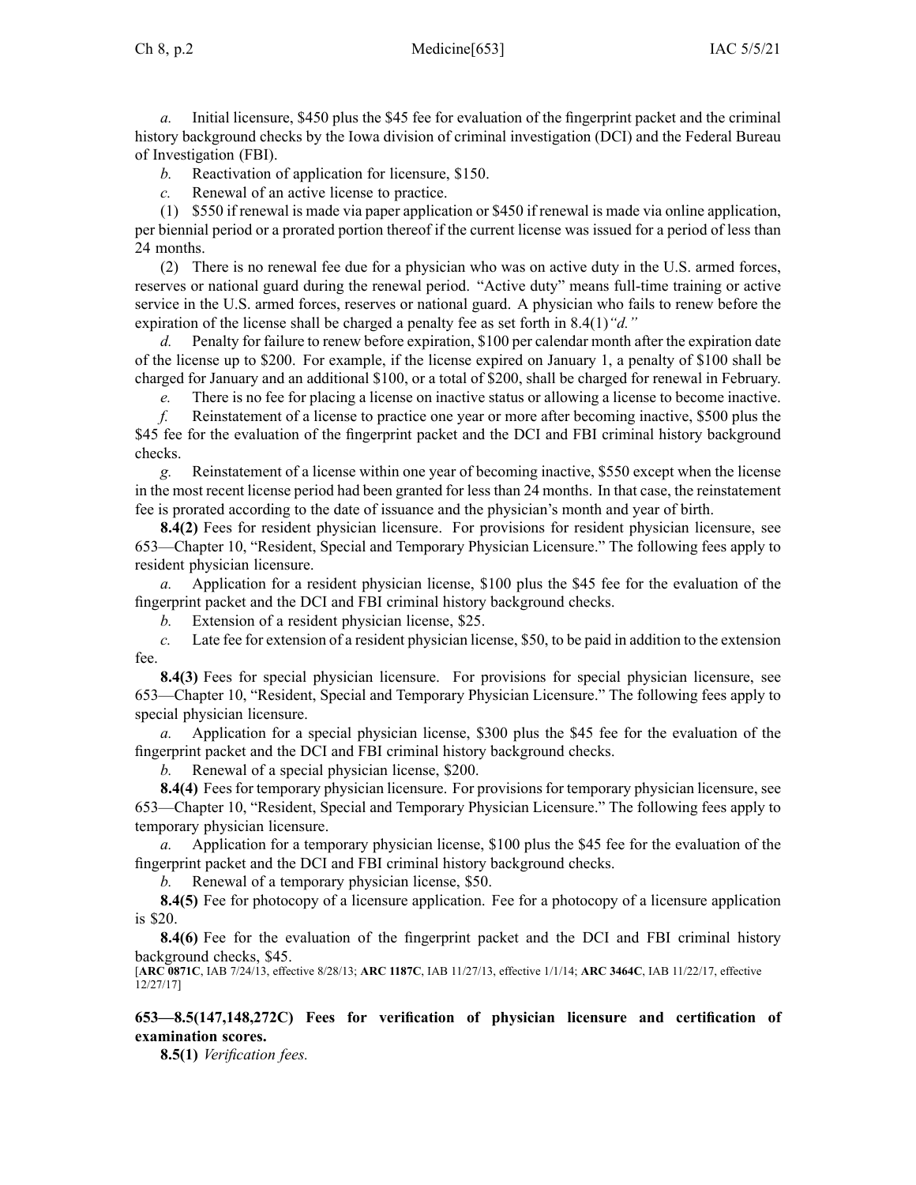*a.* Initial licensure, $450 plus the $45 fee for evaluation of the fingerprint packet and the criminal history background checks by the Iowa division of criminal investigation (DCI) and the Federal Bureau of Investigation (FBI).

*b.* Reactivation of application for licensure, $150.

*c.* Renewal of an active license to practice.

(1) $550 if renewal is made via paper application or $450 if renewal is made via online application, per biennial period or a prorated portion thereof if the current license was issued for a period of less than 24 months.

(2) There is no renewal fee due for a physician who was on active duty in the U.S. armed forces, reserves or national guard during the renewal period. "Active duty" means full-time training or active service in the U.S. armed forces, reserves or national guard. A physician who fails to renew before the expiration of the license shall be charged a penalty fee as set forth in 8.4(1)*"d."*

*d.* Penalty for failure to renew before expiration, $100 per calendar month after the expiration date of the license up to $200. For example, if the license expired on January 1, a penalty of $100 shall be charged for January and an additional $100, or a total of $200, shall be charged for renewal in February.

*e.* There is no fee for placing a license on inactive status or allowing a license to become inactive.

*f.* Reinstatement of a license to practice one year or more after becoming inactive, $500 plus the $45 fee for the evaluation of the fingerprint packet and the DCI and FBI criminal history background checks.

*g.* Reinstatement of a license within one year of becoming inactive, $550 except when the license in the most recent license period had been granted for less than 24 months. In that case, the reinstatement fee is prorated according to the date of issuance and the physician's month and year of birth.

**8.4(2)** Fees for resident physician licensure. For provisions for resident physician licensure, see 653—Chapter 10, "Resident, Special and Temporary Physician Licensure." The following fees apply to resident physician licensure.

*a.* Application for a resident physician license, $100 plus the $45 fee for the evaluation of the fingerprint packet and the DCI and FBI criminal history background checks.

*b.* Extension of a resident physician license, $25.

*c.* Late fee for extension of a resident physician license, $50, to be paid in addition to the extension fee.

**8.4(3)** Fees for special physician licensure. For provisions for special physician licensure, see 653—Chapter 10, "Resident, Special and Temporary Physician Licensure." The following fees apply to special physician licensure.

*a.* Application for a special physician license, $300 plus the $45 fee for the evaluation of the fingerprint packet and the DCI and FBI criminal history background checks.

*b.* Renewal of a special physician license, $200.

**8.4(4)** Fees for temporary physician licensure. For provisions for temporary physician licensure, see 653—Chapter 10, "Resident, Special and Temporary Physician Licensure." The following fees apply to temporary physician licensure.

*a.* Application for a temporary physician license, $100 plus the $45 fee for the evaluation of the fingerprint packet and the DCI and FBI criminal history background checks.

*b.* Renewal of a temporary physician license, $50.

**8.4(5)** Fee for photocopy of a licensure application. Fee for a photocopy of a licensure application is $20.

**8.4(6)** Fee for the evaluation of the fingerprint packet and the DCI and FBI criminal history background checks, $45.

[**ARC 0871C**, IAB 7/24/13, effective 8/28/13; **ARC 1187C**, IAB 11/27/13, effective 1/1/14; **ARC 3464C**, IAB 11/22/17, effective 12/27/17]

**653—8.5(147,148,272C) Fees for verification of physician licensure and certification of examination scores.**

**8.5(1)** *Verification fees.*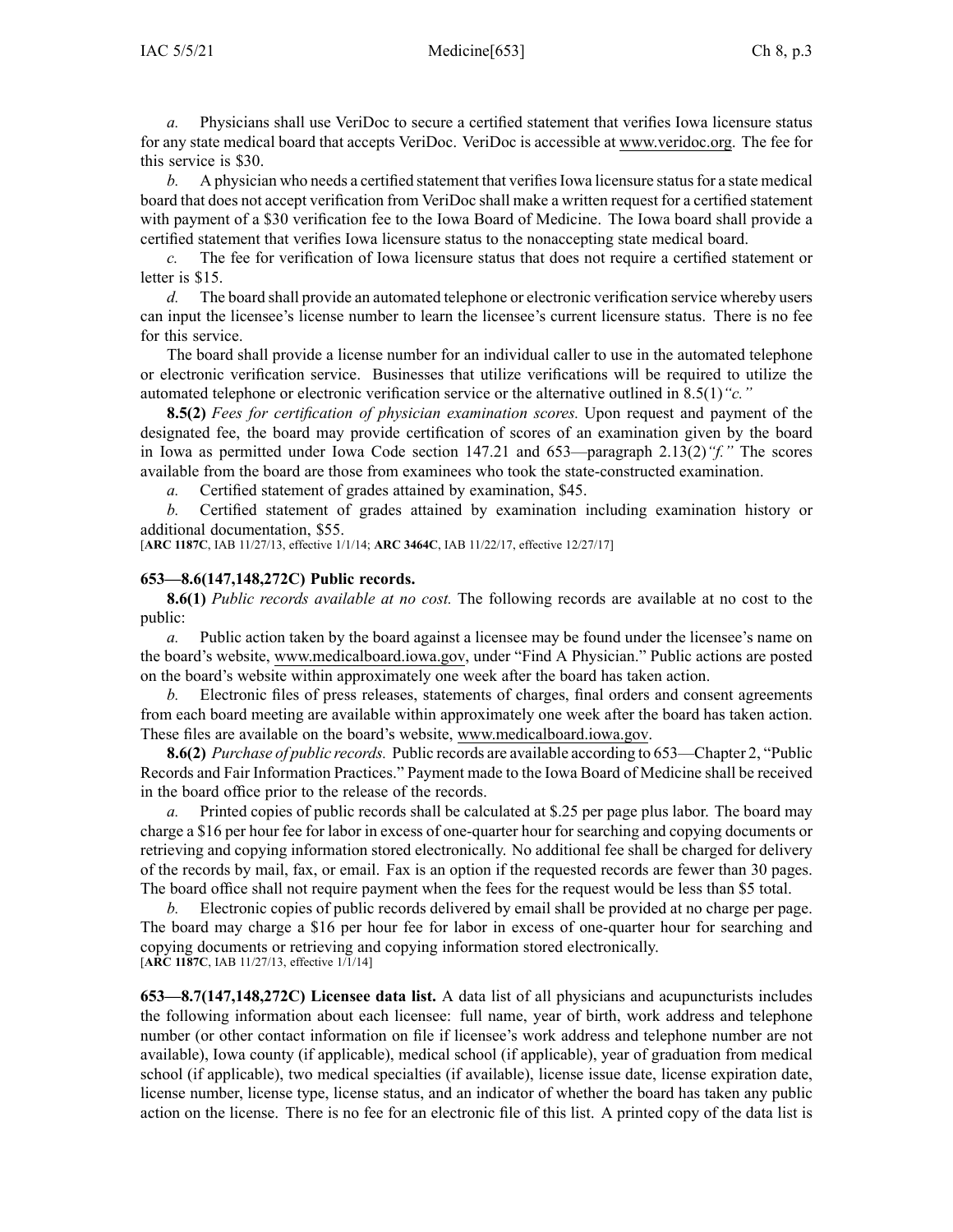*a.* Physicians shall use VeriDoc to secure a certified statement that verifies Iowa licensure status for any state medical board that accepts VeriDoc. VeriDoc is accessible at www.veridoc.org. The fee for this service is $30.

*b.* A physician who needs a certified statement that verifies Iowa licensure status for a state medical board that does not accept verification from VeriDoc shall make a written request for a certified statement with payment of a $30 verification fee to the Iowa Board of Medicine. The Iowa board shall provide a certified statement that verifies Iowa licensure status to the nonaccepting state medical board.

*c.* The fee for verification of Iowa licensure status that does not require a certified statement or letter is $15.

*d.* The board shall provide an automated telephone or electronic verification service whereby users can input the licensee's license number to learn the licensee's current licensure status. There is no fee for this service.

The board shall provide a license number for an individual caller to use in the automated telephone or electronic verification service. Businesses that utilize verifications will be required to utilize the automated telephone or electronic verification service or the alternative outlined in 8.5(1)*"c."*

**8.5(2)** *Fees for certification of physician examination scores.* Upon request and payment of the designated fee, the board may provide certification of scores of an examination given by the board in Iowa as permitted under Iowa Code section 147.21 and 653—paragraph 2.13(2)*"f."* The scores available from the board are those from examinees who took the state-constructed examination.

*a.* Certified statement of grades attained by examination, $45.

*b.* Certified statement of grades attained by examination including examination history or additional documentation, $55.

[**ARC 1187C**, IAB 11/27/13, effective 1/1/14; **ARC 3464C**, IAB 11/22/17, effective 12/27/17]

**653—8.6(147,148,272C) Public records.**

**8.6(1)** *Public records available at no cost.* The following records are available at no cost to the public:

*a.* Public action taken by the board against a licensee may be found under the licensee's name on the board's website, www.medicalboard.iowa.gov, under "Find A Physician." Public actions are posted on the board's website within approximately one week after the board has taken action.

*b.* Electronic files of press releases, statements of charges, final orders and consent agreements from each board meeting are available within approximately one week after the board has taken action. These files are available on the board's website, www.medicalboard.iowa.gov.

**8.6(2)** *Purchase of public records.* Public records are available according to 653—Chapter 2, "Public Records and Fair Information Practices." Payment made to the Iowa Board of Medicine shall be received in the board office prior to the release of the records.

*a.* Printed copies of public records shall be calculated at $.25 per page plus labor. The board may charge a $16 per hour fee for labor in excess of one-quarter hour for searching and copying documents or retrieving and copying information stored electronically. No additional fee shall be charged for delivery of the records by mail, fax, or email. Fax is an option if the requested records are fewer than 30 pages. The board office shall not require payment when the fees for the request would be less than $5 total.

*b.* Electronic copies of public records delivered by email shall be provided at no charge per page. The board may charge a $16 per hour fee for labor in excess of one-quarter hour for searching and copying documents or retrieving and copying information stored electronically.

[**ARC 1187C**, IAB 11/27/13, effective 1/1/14]

**653—8.7(147,148,272C) Licensee data list.** A data list of all physicians and acupuncturists includes the following information about each licensee: full name, year of birth, work address and telephone number (or other contact information on file if licensee's work address and telephone number are not available), Iowa county (if applicable), medical school (if applicable), year of graduation from medical school (if applicable), two medical specialties (if available), license issue date, license expiration date, license number, license type, license status, and an indicator of whether the board has taken any public action on the license. There is no fee for an electronic file of this list. A printed copy of the data list is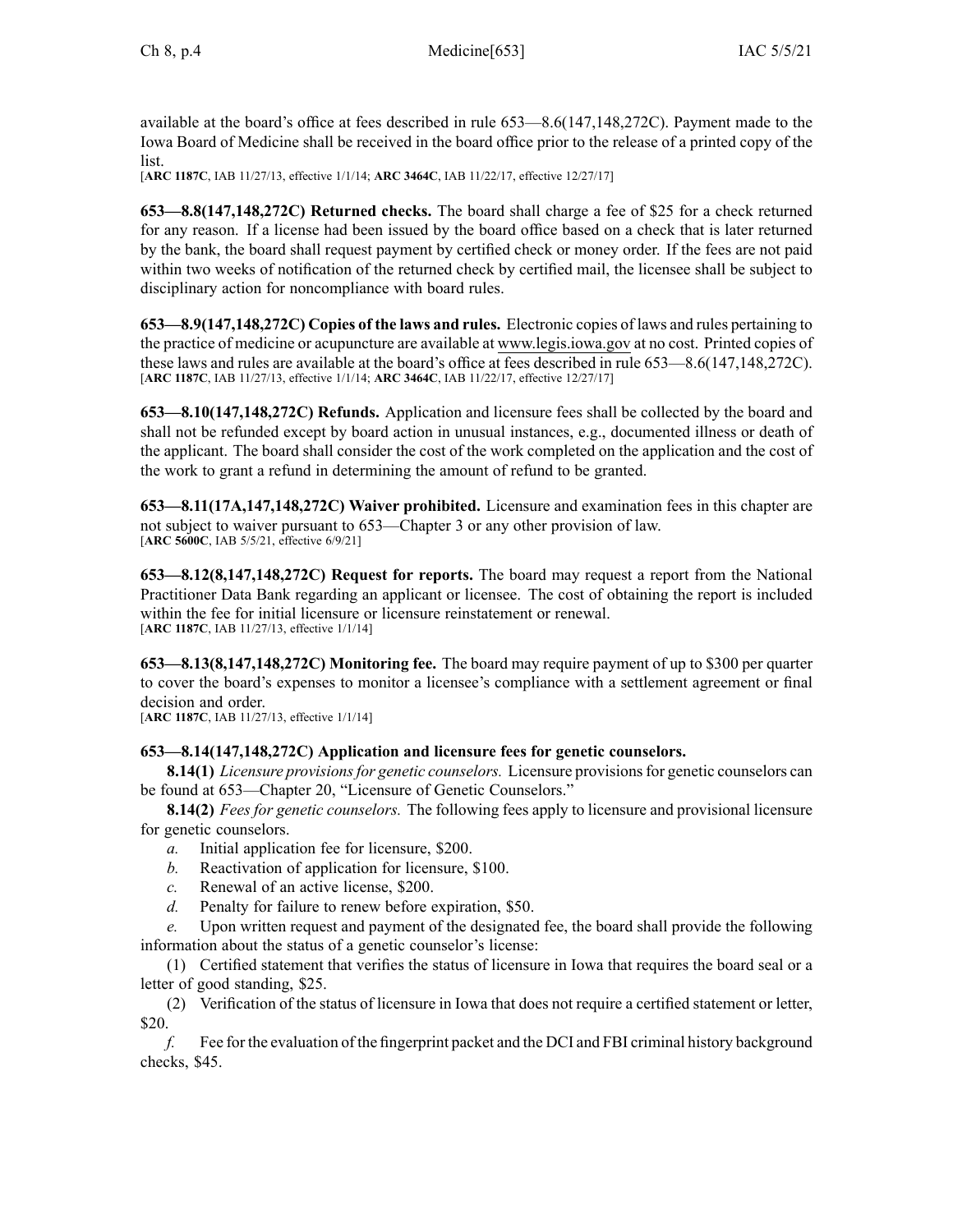available at the board's office at fees described in rule 653—8.6(147,148,272C). Payment made to the Iowa Board of Medicine shall be received in the board office prior to the release of a printed copy of the list.

[**ARC 1187C**, IAB 11/27/13, effective 1/1/14; **ARC 3464C**, IAB 11/22/17, effective 12/27/17]

**653—8.8(147,148,272C) Returned checks.** The board shall charge a fee of $25 for a check returned for any reason. If a license had been issued by the board office based on a check that is later returned by the bank, the board shall request payment by certified check or money order. If the fees are not paid within two weeks of notification of the returned check by certified mail, the licensee shall be subject to disciplinary action for noncompliance with board rules.

**653—8.9(147,148,272C) Copies of the laws and rules.** Electronic copies of laws and rules pertaining to the practice of medicine or acupuncture are available at www.legis.iowa.gov at no cost. Printed copies of these laws and rules are available at the board's office at fees described in rule 653—8.6(147,148,272C).

[**ARC 1187C**, IAB 11/27/13, effective 1/1/14; **ARC 3464C**, IAB 11/22/17, effective 12/27/17]

**653—8.10(147,148,272C) Refunds.** Application and licensure fees shall be collected by the board and shall not be refunded except by board action in unusual instances, e.g., documented illness or death of the applicant. The board shall consider the cost of the work completed on the application and the cost of the work to grant a refund in determining the amount of refund to be granted.

**653—8.11(17A,147,148,272C) Waiver prohibited.** Licensure and examination fees in this chapter are not subject to waiver pursuant to 653—Chapter 3 or any other provision of law.

[**ARC 5600C**, IAB 5/5/21, effective 6/9/21]

**653—8.12(8,147,148,272C) Request for reports.** The board may request a report from the National Practitioner Data Bank regarding an applicant or licensee. The cost of obtaining the report is included within the fee for initial licensure or licensure reinstatement or renewal.

[**ARC 1187C**, IAB 11/27/13, effective 1/1/14]

**653—8.13(8,147,148,272C) Monitoring fee.** The board may require payment of up to $300 per quarter to cover the board's expenses to monitor a licensee's compliance with a settlement agreement or final decision and order.

[**ARC 1187C**, IAB 11/27/13, effective 1/1/14]

**653—8.14(147,148,272C) Application and licensure fees for genetic counselors.**

**8.14(1)** *Licensure provisions for genetic counselors.* Licensure provisions for genetic counselors can be found at 653—Chapter 20, "Licensure of Genetic Counselors."

**8.14(2)** *Fees for genetic counselors.* The following fees apply to licensure and provisional licensure for genetic counselors.

*a.* Initial application fee for licensure, $200.

*b.* Reactivation of application for licensure, $100.

*c.* Renewal of an active license, $200.

*d.* Penalty for failure to renew before expiration, $50.

*e.* Upon written request and payment of the designated fee, the board shall provide the following information about the status of a genetic counselor's license:

(1) Certified statement that verifies the status of licensure in Iowa that requires the board seal or a letter of good standing, $25.

(2) Verification of the status of licensure in Iowa that does not require a certified statement or letter, $20.

*f.* Fee for the evaluation of the fingerprint packet and the DCI and FBI criminal history background checks, $45.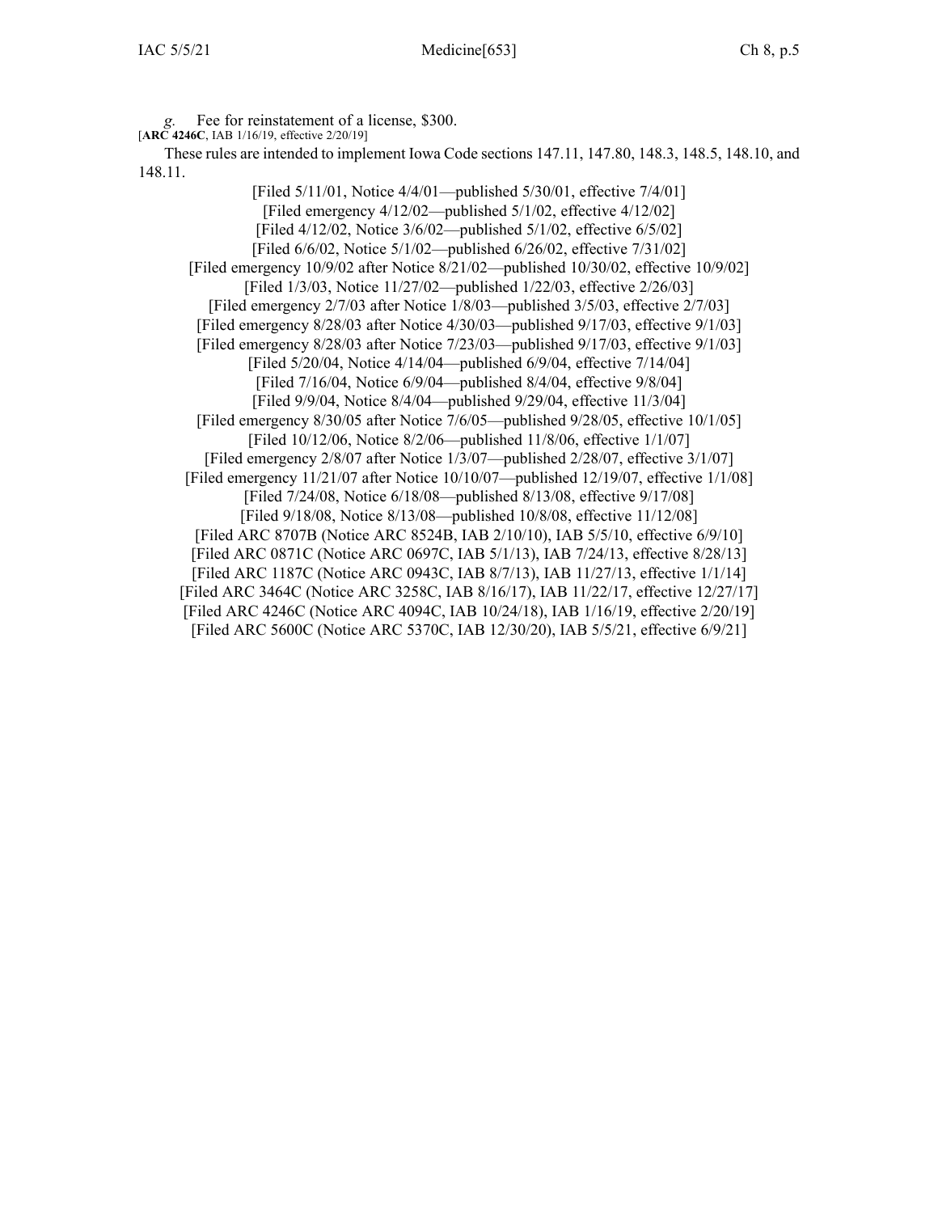*g.* Fee for reinstatement of a license, $300.

[**ARC 4246C**, IAB 1/16/19, effective 2/20/19]

These rules are intended to implement Iowa Code sections 147.11, 147.80, 148.3, 148.5, 148.10, and 148.11.

[Filed 5/11/01, Notice 4/4/01—published 5/30/01, effective 7/4/01]
[Filed emergency 4/12/02—published 5/1/02, effective 4/12/02]
[Filed 4/12/02, Notice 3/6/02—published 5/1/02, effective 6/5/02]
[Filed 6/6/02, Notice 5/1/02—published 6/26/02, effective 7/31/02]
[Filed emergency 10/9/02 after Notice 8/21/02—published 10/30/02, effective 10/9/02]
[Filed 1/3/03, Notice 11/27/02—published 1/22/03, effective 2/26/03]
[Filed emergency 2/7/03 after Notice 1/8/03—published 3/5/03, effective 2/7/03]
[Filed emergency 8/28/03 after Notice 4/30/03—published 9/17/03, effective 9/1/03]
[Filed emergency 8/28/03 after Notice 7/23/03—published 9/17/03, effective 9/1/03]
[Filed 5/20/04, Notice 4/14/04—published 6/9/04, effective 7/14/04]
[Filed 7/16/04, Notice 6/9/04—published 8/4/04, effective 9/8/04]
[Filed 9/9/04, Notice 8/4/04—published 9/29/04, effective 11/3/04]
[Filed emergency 8/30/05 after Notice 7/6/05—published 9/28/05, effective 10/1/05]
[Filed 10/12/06, Notice 8/2/06—published 11/8/06, effective 1/1/07]
[Filed emergency 2/8/07 after Notice 1/3/07—published 2/28/07, effective 3/1/07]
[Filed emergency 11/21/07 after Notice 10/10/07—published 12/19/07, effective 1/1/08]
[Filed 7/24/08, Notice 6/18/08—published 8/13/08, effective 9/17/08]
[Filed 9/18/08, Notice 8/13/08—published 10/8/08, effective 11/12/08]
[Filed ARC 8707B (Notice ARC 8524B, IAB 2/10/10), IAB 5/5/10, effective 6/9/10]
[Filed ARC 0871C (Notice ARC 0697C, IAB 5/1/13), IAB 7/24/13, effective 8/28/13]
[Filed ARC 1187C (Notice ARC 0943C, IAB 8/7/13), IAB 11/27/13, effective 1/1/14]
[Filed ARC 3464C (Notice ARC 3258C, IAB 8/16/17), IAB 11/22/17, effective 12/27/17]
[Filed ARC 4246C (Notice ARC 4094C, IAB 10/24/18), IAB 1/16/19, effective 2/20/19]
[Filed ARC 5600C (Notice ARC 5370C, IAB 12/30/20), IAB 5/5/21, effective 6/9/21]